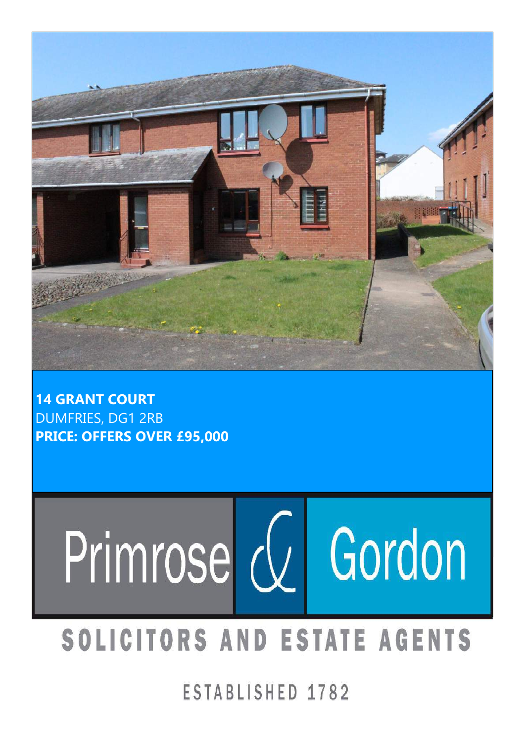**14 GRANT COURT**
DUMFRIES, DG1 2RB
**PRICE: OFFERS OVER £95,000**

Primrose & Gordon

SOLICITORS AND ESTATE AGENTS

ESTABLISHED 1782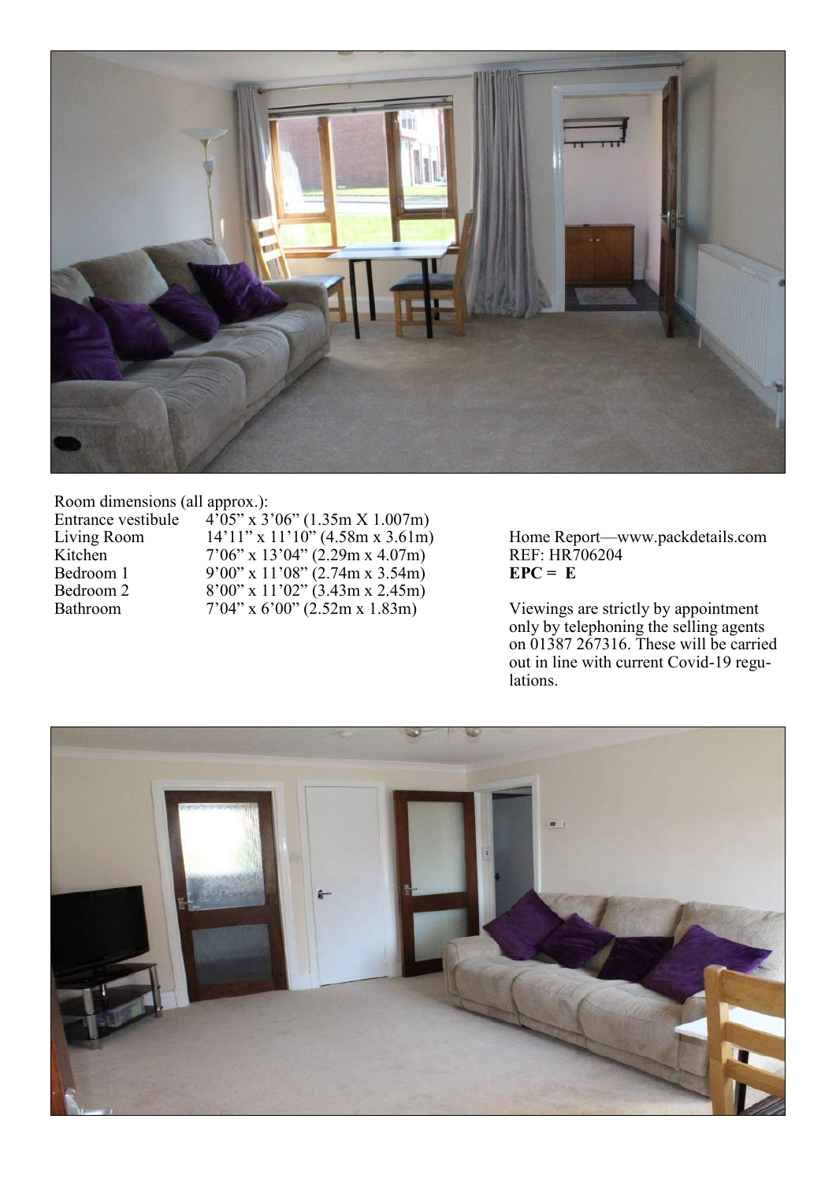Room dimensions (all approx.):

| | |
|---|---|
| Entrance vestibule | 4’05” x 3’06” (1.35m X 1.007m) |
| Living Room | 14’11” x 11’10” (4.58m x 3.61m) |
| Kitchen | 7’06” x 13’04” (2.29m x 4.07m) |
| Bedroom 1 | 9’00” x 11’08” (2.74m x 3.54m) |
| Bedroom 2 | 8’00” x 11’02” (3.43m x 2.45m) |
| Bathroom | 7’04” x 6’00” (2.52m x 1.83m) |

Home Report—www.packdetails.com
REF: HR706204
**EPC = E**

Viewings are strictly by appointment only by telephoning the selling agents on 01387 267316. These will be carried out in line with current Covid-19 regulations.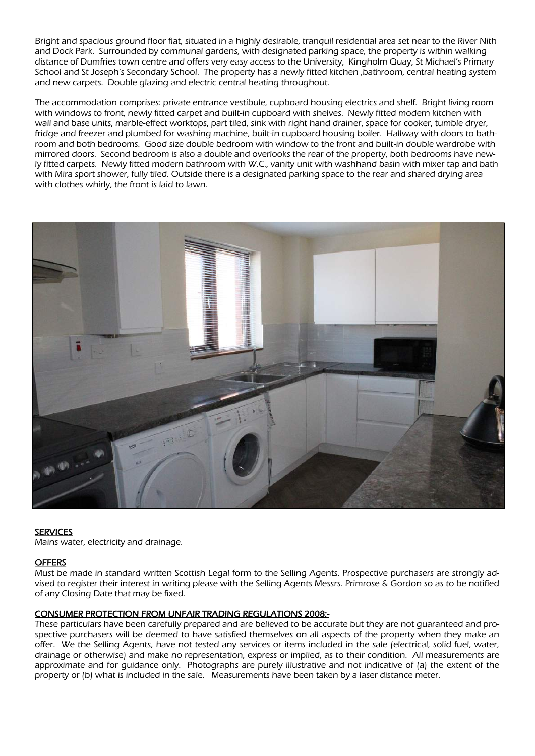Bright and spacious ground floor flat, situated in a highly desirable, tranquil residential area set near to the River Nith and Dock Park. Surrounded by communal gardens, with designated parking space, the property is within walking distance of Dumfries town centre and offers very easy access to the University, Kingholm Quay, St Michael's Primary School and St Joseph's Secondary School. The property has a newly fitted kitchen ,bathroom, central heating system and new carpets. Double glazing and electric central heating throughout.

The accommodation comprises: private entrance vestibule, cupboard housing electrics and shelf. Bright living room with windows to front, newly fitted carpet and built-in cupboard with shelves. Newly fitted modern kitchen with wall and base units, marble-effect worktops, part tiled, sink with right hand drainer, space for cooker, tumble dryer, fridge and freezer and plumbed for washing machine, built-in cupboard housing boiler. Hallway with doors to bathroom and both bedrooms. Good size double bedroom with window to the front and built-in double wardrobe with mirrored doors. Second bedroom is also a double and overlooks the rear of the property, both bedrooms have newly fitted carpets. Newly fitted modern bathroom with W.C., vanity unit with washhand basin with mixer tap and bath with Mira sport shower, fully tiled. Outside there is a designated parking space to the rear and shared drying area with clothes whirly, the front is laid to lawn.

## SERVICES

Mains water, electricity and drainage.

## OFFERS

Must be made in standard written Scottish Legal form to the Selling Agents. Prospective purchasers are strongly advised to register their interest in writing please with the Selling Agents Messrs. Primrose & Gordon so as to be notified of any Closing Date that may be fixed.

## CONSUMER PROTECTION FROM UNFAIR TRADING REGULATIONS 2008:-

These particulars have been carefully prepared and are believed to be accurate but they are not guaranteed and prospective purchasers will be deemed to have satisfied themselves on all aspects of the property when they make an offer. We the Selling Agents, have not tested any services or items included in the sale (electrical, solid fuel, water, drainage or otherwise) and make no representation, express or implied, as to their condition. All measurements are approximate and for guidance only. Photographs are purely illustrative and not indicative of (a) the extent of the property or (b) what is included in the sale. Measurements have been taken by a laser distance meter.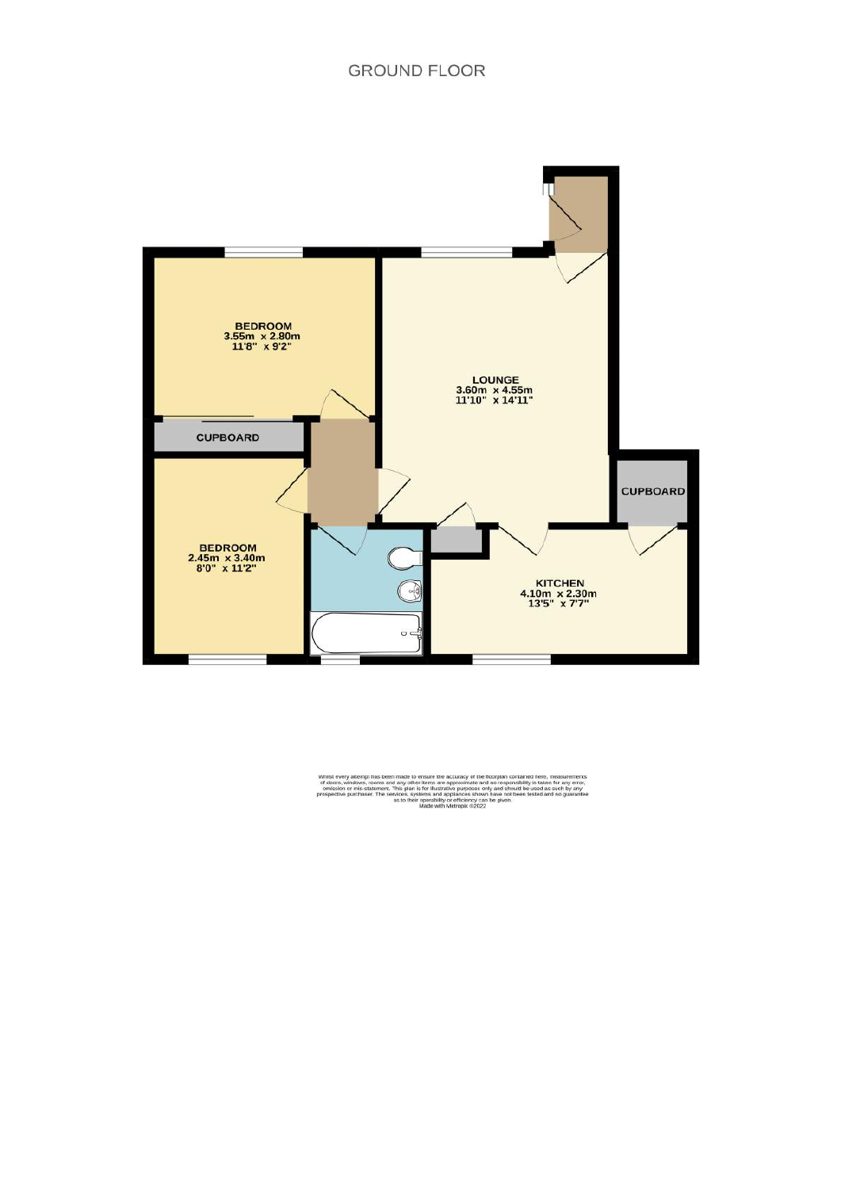GROUND FLOOR

BEDROOM
3.55m x 2.80m
11'8" x 9'2"

CUPBOARD

BEDROOM
2.45m x 3.40m
8'0" x 11'2"

LOUNGE
3.60m x 4.55m
11'10" x 14'11"

CUPBOARD

KITCHEN
4.10m x 2.30m
13'5" x 7'7"

Whilst every attempt has been made to ensure the accuracy of the floorplan contained here, measurements of doors, windows, rooms and any other items are approximate and no responsibility is taken for any error, omission or mis-statement. This plan is for illustrative purposes only and should be used as such by any prospective purchaser. The services, systems and appliances shown have not been tested and no guarantee as to their operability or efficiency can be given.
Made with Metropix ©2022